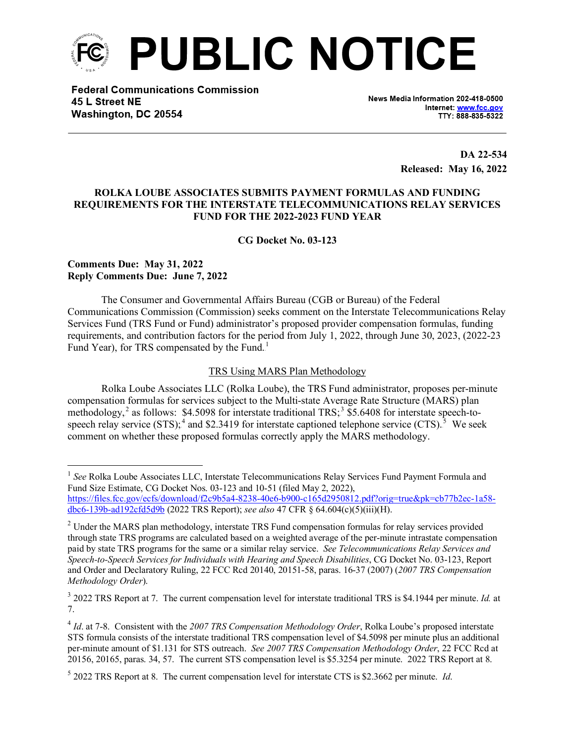# PUBLIC NOTICE

**Federal Communications Commission**
**45 L Street NE**
**Washington, DC 20554**

News Media Information 202-418-0500
Internet: www.fcc.gov
TTY: 888-835-5322

**DA 22-534**
**Released: May 16, 2022**

**ROLKA LOUBE ASSOCIATES SUBMITS PAYMENT FORMULAS AND FUNDING REQUIREMENTS FOR THE INTERSTATE TELECOMMUNICATIONS RELAY SERVICES FUND FOR THE 2022-2023 FUND YEAR**

**CG Docket No. 03-123**

**Comments Due: May 31, 2022**
**Reply Comments Due: June 7, 2022**

The Consumer and Governmental Affairs Bureau (CGB or Bureau) of the Federal Communications Commission (Commission) seeks comment on the Interstate Telecommunications Relay Services Fund (TRS Fund or Fund) administrator's proposed provider compensation formulas, funding requirements, and contribution factors for the period from July 1, 2022, through June 30, 2023, (2022-23 Fund Year), for TRS compensated by the Fund.[1]

TRS Using MARS Plan Methodology

Rolka Loube Associates LLC (Rolka Loube), the TRS Fund administrator, proposes per-minute compensation formulas for services subject to the Multi-state Average Rate Structure (MARS) plan methodology,[2] as follows: $4.5098 for interstate traditional TRS;[3] $5.6408 for interstate speech-to-speech relay service (STS);[4] and $2.3419 for interstate captioned telephone service (CTS).[5] We seek comment on whether these proposed formulas correctly apply the MARS methodology.

---

[1] *See* Rolka Loube Associates LLC, Interstate Telecommunications Relay Services Fund Payment Formula and Fund Size Estimate, CG Docket Nos. 03-123 and 10-51 (filed May 2, 2022), https://files.fcc.gov/ecfs/download/f2c9b5a4-8238-40e6-b900-c165d2950812.pdf?orig=true&pk=cb77b2ec-1a58-dbc6-139b-ad192cfd5d9b (2022 TRS Report); *see also* 47 CFR § 64.604(c)(5)(iii)(H).

[2] Under the MARS plan methodology, interstate TRS Fund compensation formulas for relay services provided through state TRS programs are calculated based on a weighted average of the per-minute intrastate compensation paid by state TRS programs for the same or a similar relay service. *See Telecommunications Relay Services and Speech-to-Speech Services for Individuals with Hearing and Speech Disabilities*, CG Docket No. 03-123, Report and Order and Declaratory Ruling, 22 FCC Rcd 20140, 20151-58, paras. 16-37 (2007) (*2007 TRS Compensation Methodology Order*).

[3] 2022 TRS Report at 7. The current compensation level for interstate traditional TRS is $4.1944 per minute. *Id.* at 7.

[4] *Id*. at 7-8. Consistent with the *2007 TRS Compensation Methodology Order*, Rolka Loube's proposed interstate STS formula consists of the interstate traditional TRS compensation level of $4.5098 per minute plus an additional per-minute amount of $1.131 for STS outreach. *See 2007 TRS Compensation Methodology Order*, 22 FCC Rcd at 20156, 20165, paras. 34, 57. The current STS compensation level is $5.3254 per minute. 2022 TRS Report at 8.

[5] 2022 TRS Report at 8. The current compensation level for interstate CTS is $2.3662 per minute. *Id*.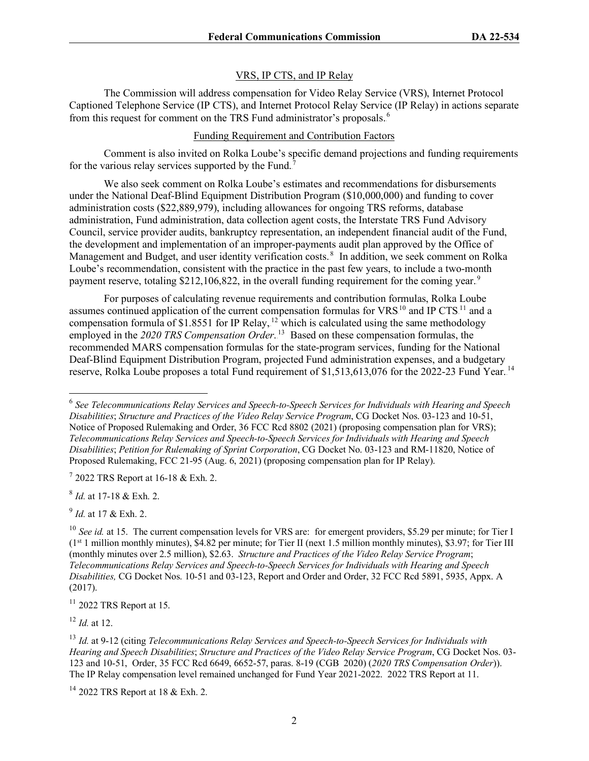## VRS, IP CTS, and IP Relay

The Commission will address compensation for Video Relay Service (VRS), Internet Protocol Captioned Telephone Service (IP CTS), and Internet Protocol Relay Service (IP Relay) in actions separate from this request for comment on the TRS Fund administrator's proposals.[6]

## Funding Requirement and Contribution Factors

Comment is also invited on Rolka Loube's specific demand projections and funding requirements for the various relay services supported by the Fund.[7]

We also seek comment on Rolka Loube's estimates and recommendations for disbursements under the National Deaf-Blind Equipment Distribution Program ($10,000,000) and funding to cover administration costs ($22,889,979), including allowances for ongoing TRS reforms, database administration, Fund administration, data collection agent costs, the Interstate TRS Fund Advisory Council, service provider audits, bankruptcy representation, an independent financial audit of the Fund, the development and implementation of an improper-payments audit plan approved by the Office of Management and Budget, and user identity verification costs.[8] In addition, we seek comment on Rolka Loube's recommendation, consistent with the practice in the past few years, to include a two-month payment reserve, totaling $212,106,822, in the overall funding requirement for the coming year.[9]

For purposes of calculating revenue requirements and contribution formulas, Rolka Loube assumes continued application of the current compensation formulas for VRS[10] and IP CTS[11] and a compensation formula of $1.8551 for IP Relay,[12] which is calculated using the same methodology employed in the *2020 TRS Compensation Order*.[13] Based on these compensation formulas, the recommended MARS compensation formulas for the state-program services, funding for the National Deaf-Blind Equipment Distribution Program, projected Fund administration expenses, and a budgetary reserve, Rolka Loube proposes a total Fund requirement of $1,513,613,076 for the 2022-23 Fund Year.[14]

---

[6] *See Telecommunications Relay Services and Speech-to-Speech Services for Individuals with Hearing and Speech Disabilities*; *Structure and Practices of the Video Relay Service Program*, CG Docket Nos. 03-123 and 10-51, Notice of Proposed Rulemaking and Order, 36 FCC Rcd 8802 (2021) (proposing compensation plan for VRS); *Telecommunications Relay Services and Speech-to-Speech Services for Individuals with Hearing and Speech Disabilities*; *Petition for Rulemaking of Sprint Corporation*, CG Docket No. 03-123 and RM-11820, Notice of Proposed Rulemaking, FCC 21-95 (Aug. 6, 2021) (proposing compensation plan for IP Relay).

[7] 2022 TRS Report at 16-18 & Exh. 2.

[8] *Id.* at 17-18 & Exh. 2.

[9] *Id.* at 17 & Exh. 2.

[10] *See id.* at 15. The current compensation levels for VRS are: for emergent providers, $5.29 per minute; for Tier I (1st 1 million monthly minutes), $4.82 per minute; for Tier II (next 1.5 million monthly minutes), $3.97; for Tier III (monthly minutes over 2.5 million), $2.63. *Structure and Practices of the Video Relay Service Program*; *Telecommunications Relay Services and Speech-to-Speech Services for Individuals with Hearing and Speech Disabilities,* CG Docket Nos. 10-51 and 03-123, Report and Order and Order, 32 FCC Rcd 5891, 5935, Appx. A (2017).

[11] 2022 TRS Report at 15.

[12] *Id.* at 12.

[13] *Id.* at 9-12 (citing *Telecommunications Relay Services and Speech-to-Speech Services for Individuals with Hearing and Speech Disabilities*; *Structure and Practices of the Video Relay Service Program*, CG Docket Nos. 03-123 and 10-51, Order, 35 FCC Rcd 6649, 6652-57, paras. 8-19 (CGB 2020) (*2020 TRS Compensation Order*)). The IP Relay compensation level remained unchanged for Fund Year 2021-2022. 2022 TRS Report at 11.

[14] 2022 TRS Report at 18 & Exh. 2.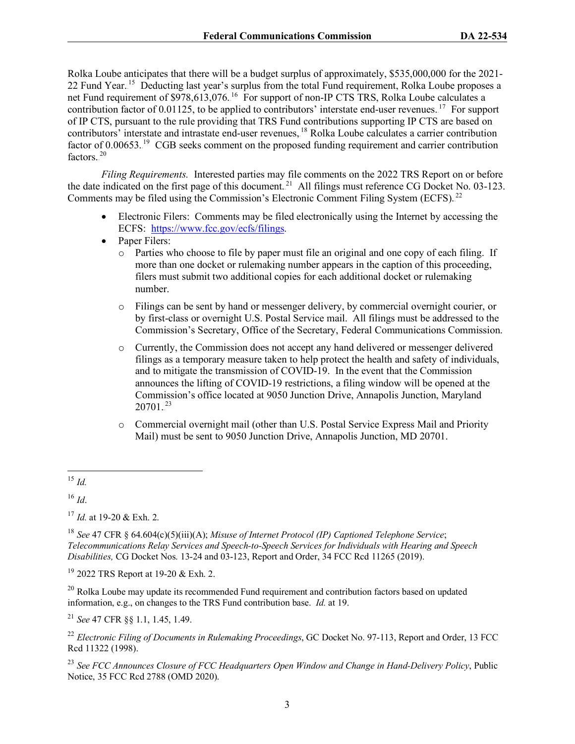Rolka Loube anticipates that there will be a budget surplus of approximately, $535,000,000 for the 2021-22 Fund Year.[15] Deducting last year's surplus from the total Fund requirement, Rolka Loube proposes a net Fund requirement of $978,613,076.[16] For support of non-IP CTS TRS, Rolka Loube calculates a contribution factor of 0.01125, to be applied to contributors' interstate end-user revenues.[17] For support of IP CTS, pursuant to the rule providing that TRS Fund contributions supporting IP CTS are based on contributors' interstate and intrastate end-user revenues,[18] Rolka Loube calculates a carrier contribution factor of 0.00653.[19] CGB seeks comment on the proposed funding requirement and carrier contribution factors.[20]

*Filing Requirements.* Interested parties may file comments on the 2022 TRS Report on or before the date indicated on the first page of this document.[21] All filings must reference CG Docket No. 03-123. Comments may be filed using the Commission's Electronic Comment Filing System (ECFS).[22]

- Electronic Filers: Comments may be filed electronically using the Internet by accessing the ECFS: https://www.fcc.gov/ecfs/filings.
- Paper Filers:
  - Parties who choose to file by paper must file an original and one copy of each filing. If more than one docket or rulemaking number appears in the caption of this proceeding, filers must submit two additional copies for each additional docket or rulemaking number.
  - Filings can be sent by hand or messenger delivery, by commercial overnight courier, or by first-class or overnight U.S. Postal Service mail. All filings must be addressed to the Commission's Secretary, Office of the Secretary, Federal Communications Commission.
  - Currently, the Commission does not accept any hand delivered or messenger delivered filings as a temporary measure taken to help protect the health and safety of individuals, and to mitigate the transmission of COVID-19. In the event that the Commission announces the lifting of COVID-19 restrictions, a filing window will be opened at the Commission's office located at 9050 Junction Drive, Annapolis Junction, Maryland 20701.[23]
  - Commercial overnight mail (other than U.S. Postal Service Express Mail and Priority Mail) must be sent to 9050 Junction Drive, Annapolis Junction, MD 20701.

---

[15] *Id.*

[16] *Id*.

[17] *Id.* at 19-20 & Exh. 2.

[18] *See* 47 CFR § 64.604(c)(5)(iii)(A); *Misuse of Internet Protocol (IP) Captioned Telephone Service*; *Telecommunications Relay Services and Speech-to-Speech Services for Individuals with Hearing and Speech Disabilities,* CG Docket Nos. 13-24 and 03-123, Report and Order, 34 FCC Rcd 11265 (2019).

[19] 2022 TRS Report at 19-20 & Exh. 2.

[20] Rolka Loube may update its recommended Fund requirement and contribution factors based on updated information, e.g., on changes to the TRS Fund contribution base. *Id.* at 19.

[21] *See* 47 CFR §§ 1.1, 1.45, 1.49.

[22] *Electronic Filing of Documents in Rulemaking Proceedings*, GC Docket No. 97-113, Report and Order, 13 FCC Rcd 11322 (1998).

[23] *See FCC Announces Closure of FCC Headquarters Open Window and Change in Hand-Delivery Policy*, Public Notice, 35 FCC Rcd 2788 (OMD 2020).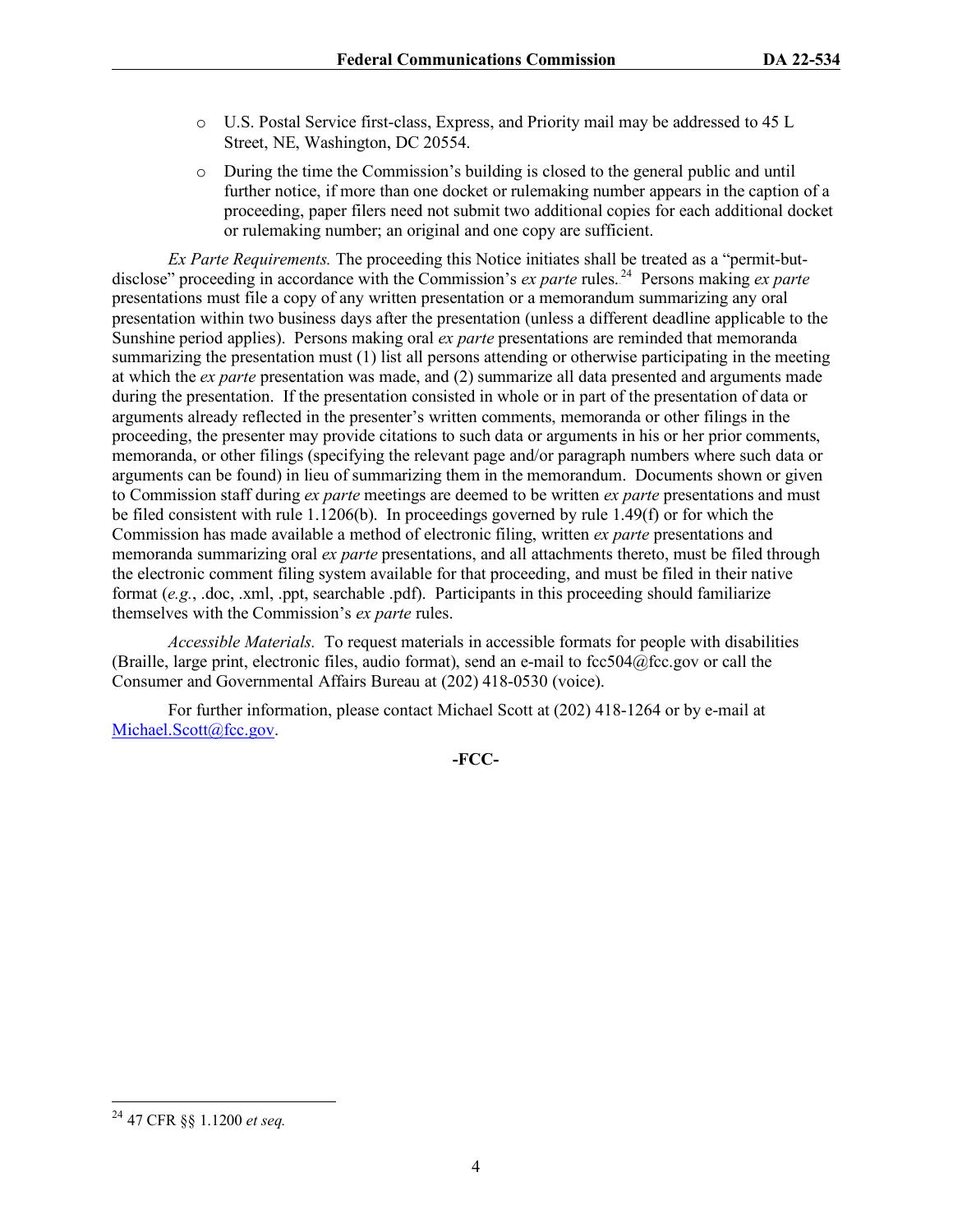- U.S. Postal Service first-class, Express, and Priority mail may be addressed to 45 L Street, NE, Washington, DC 20554.
- During the time the Commission's building is closed to the general public and until further notice, if more than one docket or rulemaking number appears in the caption of a proceeding, paper filers need not submit two additional copies for each additional docket or rulemaking number; an original and one copy are sufficient.

*Ex Parte Requirements.* The proceeding this Notice initiates shall be treated as a "permit-but-disclose" proceeding in accordance with the Commission's *ex parte* rules.[24] Persons making *ex parte* presentations must file a copy of any written presentation or a memorandum summarizing any oral presentation within two business days after the presentation (unless a different deadline applicable to the Sunshine period applies). Persons making oral *ex parte* presentations are reminded that memoranda summarizing the presentation must (1) list all persons attending or otherwise participating in the meeting at which the *ex parte* presentation was made, and (2) summarize all data presented and arguments made during the presentation. If the presentation consisted in whole or in part of the presentation of data or arguments already reflected in the presenter's written comments, memoranda or other filings in the proceeding, the presenter may provide citations to such data or arguments in his or her prior comments, memoranda, or other filings (specifying the relevant page and/or paragraph numbers where such data or arguments can be found) in lieu of summarizing them in the memorandum. Documents shown or given to Commission staff during *ex parte* meetings are deemed to be written *ex parte* presentations and must be filed consistent with rule 1.1206(b). In proceedings governed by rule 1.49(f) or for which the Commission has made available a method of electronic filing, written *ex parte* presentations and memoranda summarizing oral *ex parte* presentations, and all attachments thereto, must be filed through the electronic comment filing system available for that proceeding, and must be filed in their native format (*e.g.*, .doc, .xml, .ppt, searchable .pdf). Participants in this proceeding should familiarize themselves with the Commission's *ex parte* rules.

*Accessible Materials.* To request materials in accessible formats for people with disabilities (Braille, large print, electronic files, audio format), send an e-mail to fcc504@fcc.gov or call the Consumer and Governmental Affairs Bureau at (202) 418-0530 (voice).

For further information, please contact Michael Scott at (202) 418-1264 or by e-mail at Michael.Scott@fcc.gov.

**-FCC-**

---

[24] 47 CFR §§ 1.1200 *et seq.*